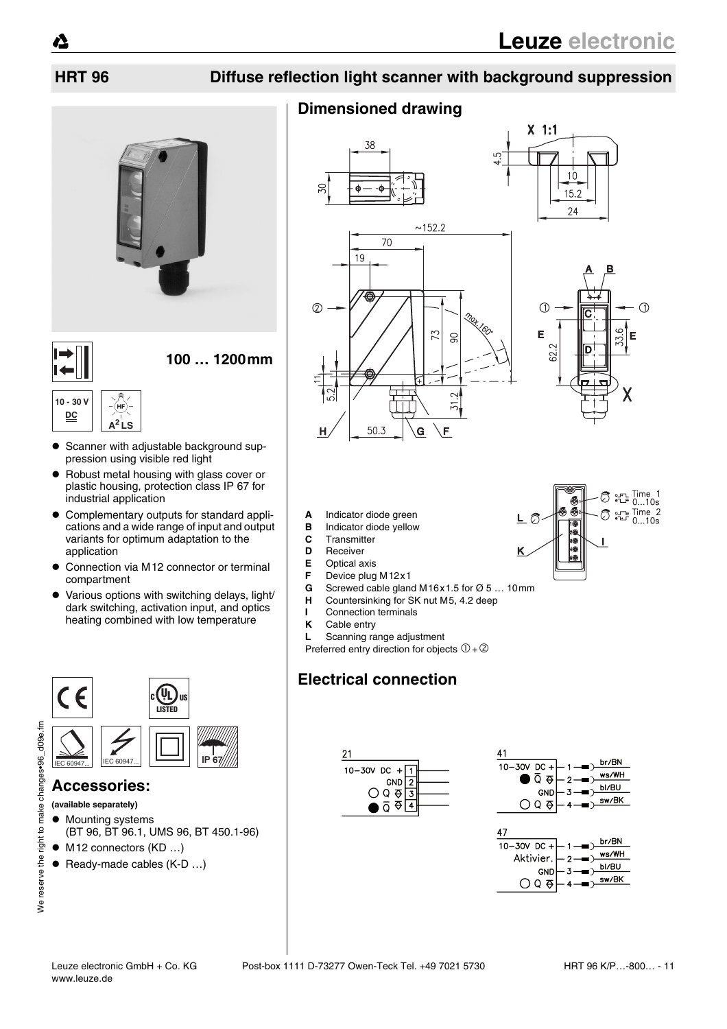## HRT 96 Diffuse reflection light scanner with background suppression

100 … 1200 mm

10 - 30 V DC

A²LS

- Scanner with adjustable background suppression using visible red light
- Robust metal housing with glass cover or plastic housing, protection class IP 67 for industrial application
- Complementary outputs for standard applications and a wide range of input and output variants for optimum adaptation to the application
- Connection via M12 connector or terminal compartment
- Various options with switching delays, light/dark switching, activation input, and optics heating combined with low temperature

IEC 60947... IEC 60947... IP 67

## Accessories:

**(available separately)**

- Mounting systems (BT 96, BT 96.1, UMS 96, BT 450.1-96)
- M12 connectors (KD …)
- Ready-made cables (K-D …)

## Dimensioned drawing

- **A** Indicator diode green
- **B** Indicator diode yellow
- **C** Transmitter
- **D** Receiver
- **E** Optical axis
- **F** Device plug M12x1
- **G** Screwed cable gland M16x1.5 for Ø 5 … 10mm
- **H** Countersinking for SK nut M5, 4.2 deep
- **I** Connection terminals
- **K** Cable entry
- **L** Scanning range adjustment

Preferred entry direction for objects ① + ②

Time 1 0...10s
Time 2 0...10s

## Electrical connection

**21**

| Signal | Terminal |
|---|---|
| 10-30V DC + | 1 |
| GND | 2 |
| Q | 3 |
| Q̄ | 4 |

**41**

| Signal | Pin | Wire |
|---|---|---|
| 10-30V DC + | 1 | br/BN |
| Q̄ | 2 | ws/WH |
| GND | 3 | bl/BU |
| Q | 4 | sw/BK |

**47**

| Signal | Pin | Wire |
|---|---|---|
| 10-30V DC + | 1 | br/BN |
| Aktivier. | 2 | ws/WH |
| GND | 3 | bl/BU |
| Q | 4 | sw/BK |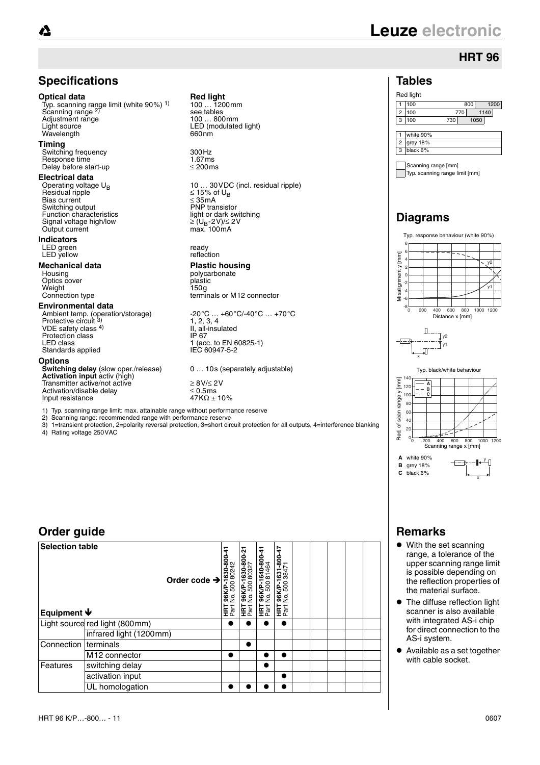# HRT 96

## Specifications

| | |
|---|---|
| **Optical data** | **Red light** |
| Typ. scanning range limit (white 90%) [1] | 100 … 1200mm |
| Scanning range [2] | see tables |
| Adjustment range | 100 … 800mm |
| Light source | LED (modulated light) |
| Wavelength | 660nm |
| **Timing** | |
| Switching frequency | 300Hz |
| Response time | 1.67ms |
| Delay before start-up | ≤ 200ms |
| **Electrical data** | |
| Operating voltage $U_B$ | 10 … 30VDC (incl. residual ripple) |
| Residual ripple | ≤ 15% of $U_B$ |
| Bias current | ≤ 35mA |
| Switching output | PNP transistor |
| Function characteristics | light or dark switching |
| Signal voltage high/low | ≥ ($U_B$-2V)/≤ 2V |
| Output current | max. 100mA |
| **Indicators** | |
| LED green | ready |
| LED yellow | reflection |
| **Mechanical data** | **Plastic housing** |
| Housing | polycarbonate |
| Optics cover | plastic |
| Weight | 150g |
| Connection type | terminals or M12 connector |
| **Environmental data** | |
| Ambient temp. (operation/storage) | -20°C … +60°C/-40°C … +70°C |
| Protective circuit [3] | 1, 2, 3, 4 |
| VDE safety class [4] | II, all-insulated |
| Protection class | IP 67 |
| LED class | 1 (acc. to EN 60825-1) |
| Standards applied | IEC 60947-5-2 |
| **Options** | |
| **Switching delay** (slow oper./release) | 0 … 10s (separately adjustable) |
| **Activation input** activ (high) | |
| Transmitter active/not active | ≥ 8V/≤ 2V |
| Activation/disable delay | ≤ 0.5ms |
| Input resistance | 47KΩ ± 10% |

1) Typ. scanning range limit: max. attainable range without performance reserve
2) Scanning range: recommended range with performance reserve
3) 1=transient protection, 2=polarity reversal protection, 3=short circuit protection for all outputs, 4=interference blanking
4) Rating voltage 250VAC

## Tables

Red light

| | | | |
|---|---|---|---|
| 1 | 100 | 800 | 1200 |
| 2 | 100 | 770 | 1140 |
| 3 | 100 | 730 | 1050 |

| | |
|---|---|
| 1 | white 90% |
| 2 | grey 18% |
| 3 | black 6% |

Scanning range [mm]
Typ. scanning range limit [mm]

## Diagrams

Typ. response behaviour (white 90%)

Misalignment y [mm]
8
6
4
2
0
-2
-4
-6
-8
0 200 400 600 800 1000 1200
Distance x [mm]
y2
y1
x

Typ. black/white behaviour

Red. of scan range y [mm]
140
120
100
80
60
40
20
0
0 200 400 600 800 1000 1200
Scanning range x [mm]
A
B
C

A white 90%
B grey 18%
C black 6%

y
x

## Order guide

| Selection table | | HRT 96K/P-1630-800-41 Part No. 500 80242 | HRT 96K/P-1630-800-21 Part No. 500 80327 | HRT 96K/P-1640-800-41 Part No. 500 81464 | HRT 96K/P-1631-800-47 Part No. 500 38471 | | | | | |
|---|---|---|---|---|---|---|---|---|---|---|
| **Equipment** ↓ | **Order code** → | | | | | | | | | |
| Light source | red light (800mm) | ● | ● | ● | ● | | | | | |
| | infrared light (1200mm) | | | | | | | | | |
| Connection | terminals | | ● | | | | | | | |
| | M12 connector | ● | | ● | ● | | | | | |
| Features | switching delay | | | ● | | | | | | |
| | activation input | | | | ● | | | | | |
| | UL homologation | ● | ● | ● | ● | | | | | |

## Remarks

- With the set scanning range, a tolerance of the upper scanning range limit is possible depending on the reflection properties of the material surface.
- The diffuse reflection light scanner is also available with integrated AS-i chip for direct connection to the AS-i system.
- Available as a set together with cable socket.

HRT 96 K/P…-800… - 11